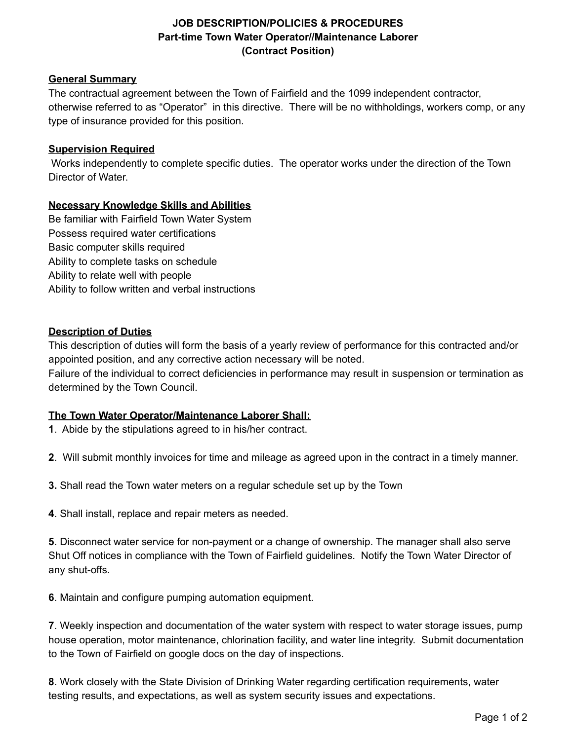# JOB DESCRIPTION/POLICIES & PROCEDURES
## Part-time Town Water Operator//Maintenance Laborer
## (Contract Position)

**General Summary**

The contractual agreement between the Town of Fairfield and the 1099 independent contractor, otherwise referred to as "Operator" in this directive. There will be no withholdings, workers comp, or any type of insurance provided for this position.

**Supervision Required**

Works independently to complete specific duties. The operator works under the direction of the Town Director of Water.

**Necessary Knowledge Skills and Abilities**

Be familiar with Fairfield Town Water System
Possess required water certifications
Basic computer skills required
Ability to complete tasks on schedule
Ability to relate well with people
Ability to follow written and verbal instructions

**Description of Duties**

This description of duties will form the basis of a yearly review of performance for this contracted and/or appointed position, and any corrective action necessary will be noted.
Failure of the individual to correct deficiencies in performance may result in suspension or termination as determined by the Town Council.

**The Town Water Operator/Maintenance Laborer Shall:**

**1**. Abide by the stipulations agreed to in his/her contract.

**2**. Will submit monthly invoices for time and mileage as agreed upon in the contract in a timely manner.

**3.** Shall read the Town water meters on a regular schedule set up by the Town

**4**. Shall install, replace and repair meters as needed.

**5**. Disconnect water service for non-payment or a change of ownership. The manager shall also serve Shut Off notices in compliance with the Town of Fairfield guidelines. Notify the Town Water Director of any shut-offs.

**6**. Maintain and configure pumping automation equipment.

**7**. Weekly inspection and documentation of the water system with respect to water storage issues, pump house operation, motor maintenance, chlorination facility, and water line integrity. Submit documentation to the Town of Fairfield on google docs on the day of inspections.

**8**. Work closely with the State Division of Drinking Water regarding certification requirements, water testing results, and expectations, as well as system security issues and expectations.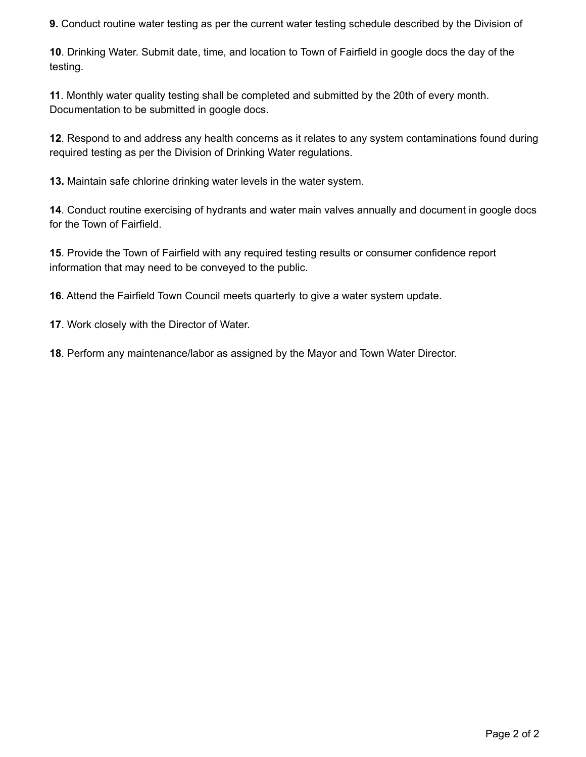**9.** Conduct routine water testing as per the current water testing schedule described by the Division of

**10**. Drinking Water. Submit date, time, and location to Town of Fairfield in google docs the day of the testing.

**11**. Monthly water quality testing shall be completed and submitted by the 20th of every month. Documentation to be submitted in google docs.

**12**. Respond to and address any health concerns as it relates to any system contaminations found during required testing as per the Division of Drinking Water regulations.

**13.** Maintain safe chlorine drinking water levels in the water system.

**14**. Conduct routine exercising of hydrants and water main valves annually and document in google docs for the Town of Fairfield.

**15**. Provide the Town of Fairfield with any required testing results or consumer confidence report information that may need to be conveyed to the public.

**16**. Attend the Fairfield Town Council meets quarterly to give a water system update.

**17**. Work closely with the Director of Water.

**18**. Perform any maintenance/labor as assigned by the Mayor and Town Water Director.